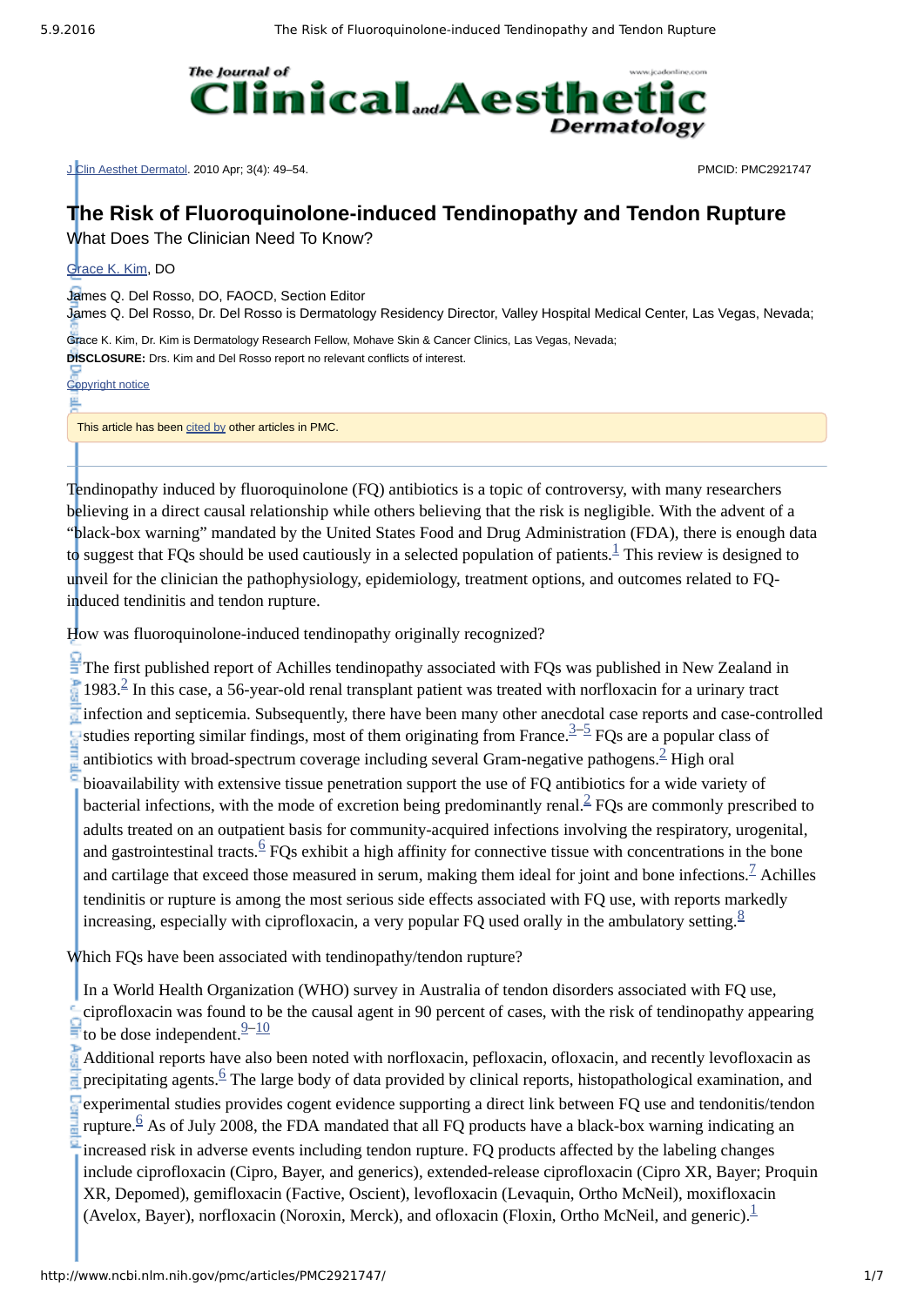J Clin Aesthet Dermatol. 2010 Apr; 3(4): 49–54.

PMCID: PMC2921747

# The Risk of Fluoroquinolone-induced Tendinopathy and Tendon Rupture

## What Does The Clinician Need To Know?

Grace K. Kim, DO

James Q. Del Rosso, DO, FAOCD, Section Editor

James Q. Del Rosso, Dr. Del Rosso is Dermatology Residency Director, Valley Hospital Medical Center, Las Vegas, Nevada;

Grace K. Kim, Dr. Kim is Dermatology Research Fellow, Mohave Skin & Cancer Clinics, Las Vegas, Nevada;

**DISCLOSURE:** Drs. Kim and Del Rosso report no relevant conflicts of interest.

Copyright notice

This article has been cited by other articles in PMC.

---

Tendinopathy induced by fluoroquinolone (FQ) antibiotics is a topic of controversy, with many researchers believing in a direct causal relationship while others believing that the risk is negligible. With the advent of a “black-box warning” mandated by the United States Food and Drug Administration (FDA), there is enough data to suggest that FQs should be used cautiously in a selected population of patients.[1] This review is designed to unveil for the clinician the pathophysiology, epidemiology, treatment options, and outcomes related to FQ-induced tendinitis and tendon rupture.

### How was fluoroquinolone-induced tendinopathy originally recognized?

The first published report of Achilles tendinopathy associated with FQs was published in New Zealand in 1983.[2] In this case, a 56-year-old renal transplant patient was treated with norfloxacin for a urinary tract infection and septicemia. Subsequently, there have been many other anecdotal case reports and case-controlled studies reporting similar findings, most of them originating from France.[3–5] FQs are a popular class of antibiotics with broad-spectrum coverage including several Gram-negative pathogens.[2] High oral bioavailability with extensive tissue penetration support the use of FQ antibiotics for a wide variety of bacterial infections, with the mode of excretion being predominantly renal.[2] FQs are commonly prescribed to adults treated on an outpatient basis for community-acquired infections involving the respiratory, urogenital, and gastrointestinal tracts.[6] FQs exhibit a high affinity for connective tissue with concentrations in the bone and cartilage that exceed those measured in serum, making them ideal for joint and bone infections.[7] Achilles tendinitis or rupture is among the most serious side effects associated with FQ use, with reports markedly increasing, especially with ciprofloxacin, a very popular FQ used orally in the ambulatory setting.[8]

### Which FQs have been associated with tendinopathy/tendon rupture?

In a World Health Organization (WHO) survey in Australia of tendon disorders associated with FQ use, ciprofloxacin was found to be the causal agent in 90 percent of cases, with the risk of tendinopathy appearing to be dose independent.[9–10]

Additional reports have also been noted with norfloxacin, pefloxacin, ofloxacin, and recently levofloxacin as precipitating agents.[6] The large body of data provided by clinical reports, histopathological examination, and experimental studies provides cogent evidence supporting a direct link between FQ use and tendonitis/tendon rupture.[6] As of July 2008, the FDA mandated that all FQ products have a black-box warning indicating an increased risk in adverse events including tendon rupture. FQ products affected by the labeling changes include ciprofloxacin (Cipro, Bayer, and generics), extended-release ciprofloxacin (Cipro XR, Bayer; Proquin XR, Depomed), gemifloxacin (Factive, Oscient), levofloxacin (Levaquin, Ortho McNeil), moxifloxacin (Avelox, Bayer), norfloxacin (Noroxin, Merck), and ofloxacin (Floxin, Ortho McNeil, and generic).[1]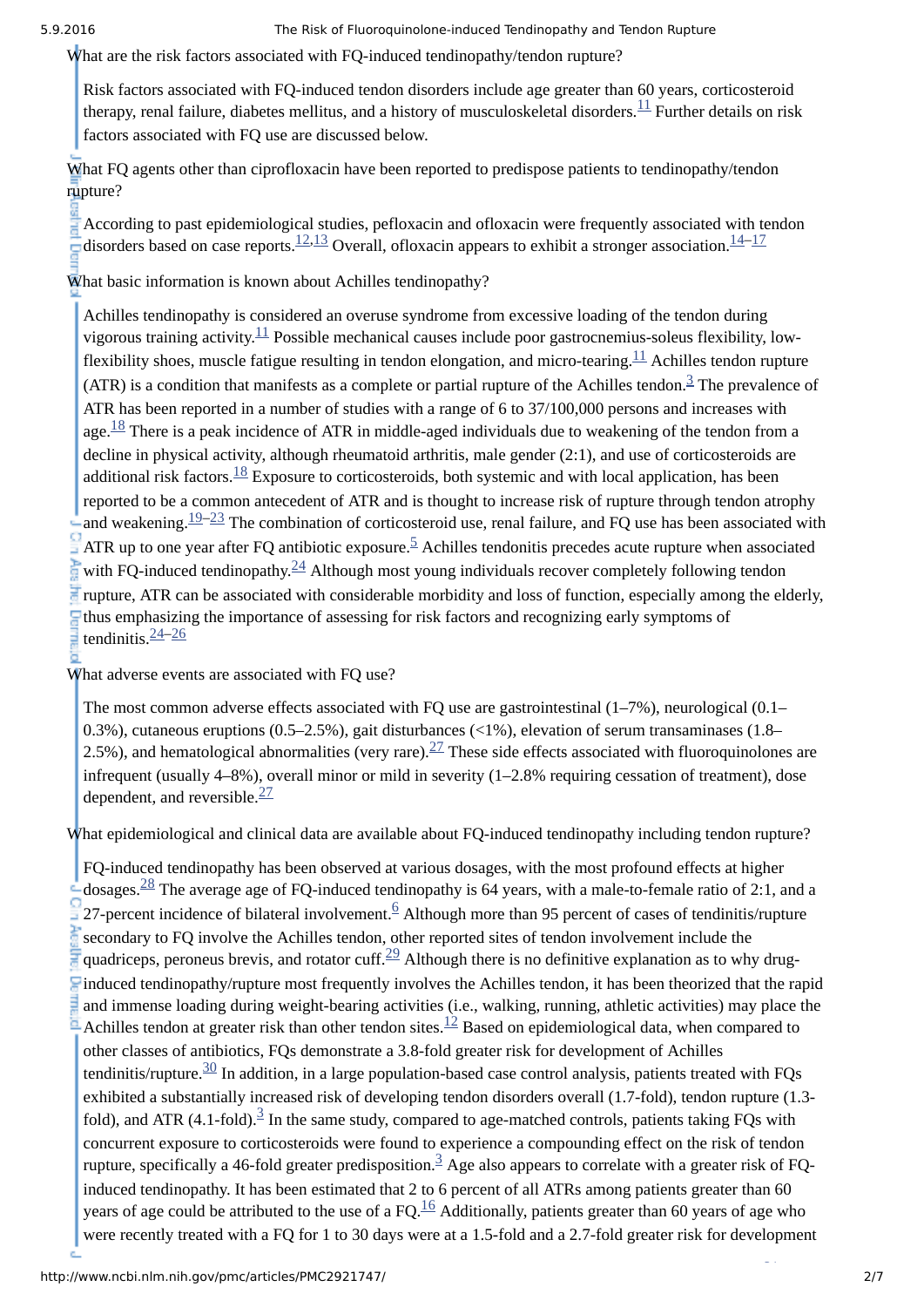**What are the risk factors associated with FQ-induced tendinopathy/tendon rupture?**

Risk factors associated with FQ-induced tendon disorders include age greater than 60 years, corticosteroid therapy, renal failure, diabetes mellitus, and a history of musculoskeletal disorders.[11] Further details on risk factors associated with FQ use are discussed below.

**What FQ agents other than ciprofloxacin have been reported to predispose patients to tendinopathy/tendon rupture?**

According to past epidemiological studies, pefloxacin and ofloxacin were frequently associated with tendon disorders based on case reports.[12,13] Overall, ofloxacin appears to exhibit a stronger association.[14–17]

**What basic information is known about Achilles tendinopathy?**

Achilles tendinopathy is considered an overuse syndrome from excessive loading of the tendon during vigorous training activity.[11] Possible mechanical causes include poor gastrocnemius-soleus flexibility, low-flexibility shoes, muscle fatigue resulting in tendon elongation, and micro-tearing.[11] Achilles tendon rupture (ATR) is a condition that manifests as a complete or partial rupture of the Achilles tendon.[3] The prevalence of ATR has been reported in a number of studies with a range of 6 to 37/100,000 persons and increases with age.[18] There is a peak incidence of ATR in middle-aged individuals due to weakening of the tendon from a decline in physical activity, although rheumatoid arthritis, male gender (2:1), and use of corticosteroids are additional risk factors.[18] Exposure to corticosteroids, both systemic and with local application, has been reported to be a common antecedent of ATR and is thought to increase risk of rupture through tendon atrophy and weakening.[19–23] The combination of corticosteroid use, renal failure, and FQ use has been associated with ATR up to one year after FQ antibiotic exposure.[5] Achilles tendonitis precedes acute rupture when associated with FQ-induced tendinopathy.[24] Although most young individuals recover completely following tendon rupture, ATR can be associated with considerable morbidity and loss of function, especially among the elderly, thus emphasizing the importance of assessing for risk factors and recognizing early symptoms of tendinitis.[24–26]

**What adverse events are associated with FQ use?**

The most common adverse effects associated with FQ use are gastrointestinal (1–7%), neurological (0.1–0.3%), cutaneous eruptions (0.5–2.5%), gait disturbances (<1%), elevation of serum transaminases (1.8–2.5%), and hematological abnormalities (very rare).[27] These side effects associated with fluoroquinolones are infrequent (usually 4–8%), overall minor or mild in severity (1–2.8% requiring cessation of treatment), dose dependent, and reversible.[27]

**What epidemiological and clinical data are available about FQ-induced tendinopathy including tendon rupture?**

FQ-induced tendinopathy has been observed at various dosages, with the most profound effects at higher dosages.[28] The average age of FQ-induced tendinopathy is 64 years, with a male-to-female ratio of 2:1, and a 27-percent incidence of bilateral involvement.[6] Although more than 95 percent of cases of tendinitis/rupture secondary to FQ involve the Achilles tendon, other reported sites of tendon involvement include the quadriceps, peroneus brevis, and rotator cuff.[29] Although there is no definitive explanation as to why drug-induced tendinopathy/rupture most frequently involves the Achilles tendon, it has been theorized that the rapid and immense loading during weight-bearing activities (i.e., walking, running, athletic activities) may place the Achilles tendon at greater risk than other tendon sites.[12] Based on epidemiological data, when compared to other classes of antibiotics, FQs demonstrate a 3.8-fold greater risk for development of Achilles tendinitis/rupture.[30] In addition, in a large population-based case control analysis, patients treated with FQs exhibited a substantially increased risk of developing tendon disorders overall (1.7-fold), tendon rupture (1.3-fold), and ATR (4.1-fold).[3] In the same study, compared to age-matched controls, patients taking FQs with concurrent exposure to corticosteroids were found to experience a compounding effect on the risk of tendon rupture, specifically a 46-fold greater predisposition.[3] Age also appears to correlate with a greater risk of FQ-induced tendinopathy. It has been estimated that 2 to 6 percent of all ATRs among patients greater than 60 years of age could be attributed to the use of a FQ.[16] Additionally, patients greater than 60 years of age who were recently treated with a FQ for 1 to 30 days were at a 1.5-fold and a 2.7-fold greater risk for development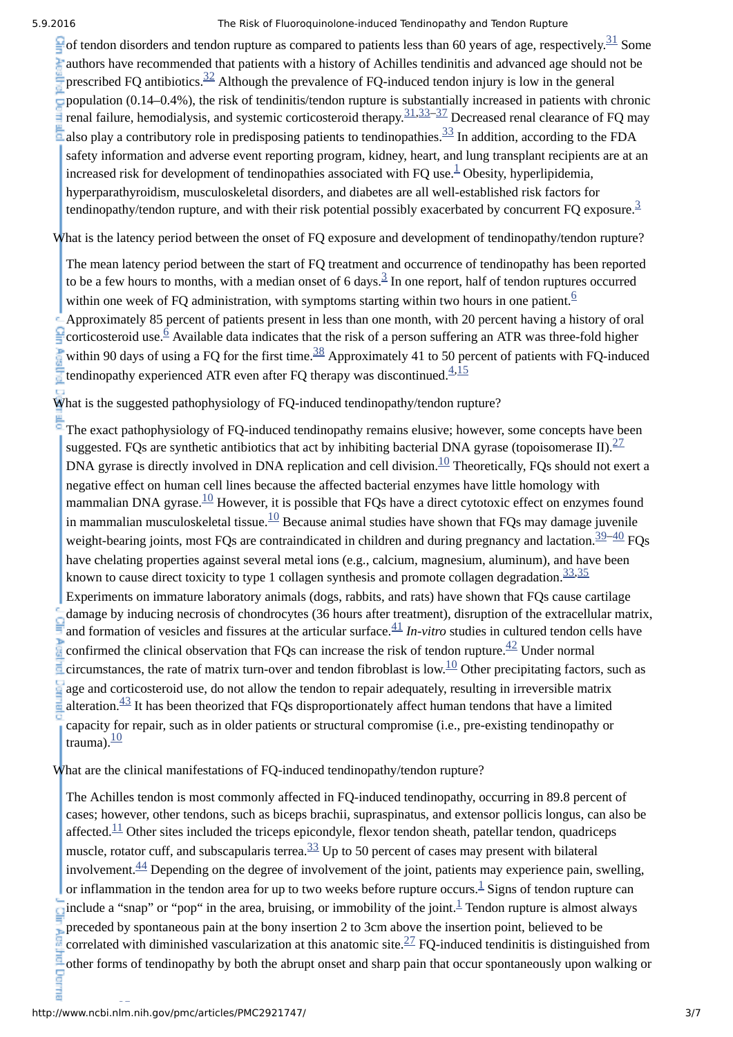of tendon disorders and tendon rupture as compared to patients less than 60 years of age, respectively.[31] Some authors have recommended that patients with a history of Achilles tendinitis and advanced age should not be prescribed FQ antibiotics.[32] Although the prevalence of FQ-induced tendon injury is low in the general population (0.14–0.4%), the risk of tendinitis/tendon rupture is substantially increased in patients with chronic renal failure, hemodialysis, and systemic corticosteroid therapy.[31,33–37] Decreased renal clearance of FQ may also play a contributory role in predisposing patients to tendinopathies.[33] In addition, according to the FDA safety information and adverse event reporting program, kidney, heart, and lung transplant recipients are at an increased risk for development of tendinopathies associated with FQ use.[1] Obesity, hyperlipidemia, hyperparathyroidism, musculoskeletal disorders, and diabetes are all well-established risk factors for tendinopathy/tendon rupture, and with their risk potential possibly exacerbated by concurrent FQ exposure.[3]

What is the latency period between the onset of FQ exposure and development of tendinopathy/tendon rupture?

The mean latency period between the start of FQ treatment and occurrence of tendinopathy has been reported to be a few hours to months, with a median onset of 6 days.[3] In one report, half of tendon ruptures occurred within one week of FQ administration, with symptoms starting within two hours in one patient.[6] Approximately 85 percent of patients present in less than one month, with 20 percent having a history of oral corticosteroid use.[6] Available data indicates that the risk of a person suffering an ATR was three-fold higher within 90 days of using a FQ for the first time.[38] Approximately 41 to 50 percent of patients with FQ-induced tendinopathy experienced ATR even after FQ therapy was discontinued.[4,15]

What is the suggested pathophysiology of FQ-induced tendinopathy/tendon rupture?

The exact pathophysiology of FQ-induced tendinopathy remains elusive; however, some concepts have been suggested. FQs are synthetic antibiotics that act by inhibiting bacterial DNA gyrase (topoisomerase II).[27] DNA gyrase is directly involved in DNA replication and cell division.[10] Theoretically, FQs should not exert a negative effect on human cell lines because the affected bacterial enzymes have little homology with mammalian DNA gyrase.[10] However, it is possible that FQs have a direct cytotoxic effect on enzymes found in mammalian musculoskeletal tissue.[10] Because animal studies have shown that FQs may damage juvenile weight-bearing joints, most FQs are contraindicated in children and during pregnancy and lactation.[39–40] FQs have chelating properties against several metal ions (e.g., calcium, magnesium, aluminum), and have been known to cause direct toxicity to type 1 collagen synthesis and promote collagen degradation.[33,35] Experiments on immature laboratory animals (dogs, rabbits, and rats) have shown that FQs cause cartilage damage by inducing necrosis of chondrocytes (36 hours after treatment), disruption of the extracellular matrix, and formation of vesicles and fissures at the articular surface.[41] *In-vitro* studies in cultured tendon cells have confirmed the clinical observation that FQs can increase the risk of tendon rupture.[42] Under normal circumstances, the rate of matrix turn-over and tendon fibroblast is low.[10] Other precipitating factors, such as age and corticosteroid use, do not allow the tendon to repair adequately, resulting in irreversible matrix alteration.[43] It has been theorized that FQs disproportionately affect human tendons that have a limited capacity for repair, such as in older patients or structural compromise (i.e., pre-existing tendinopathy or trauma).[10]

What are the clinical manifestations of FQ-induced tendinopathy/tendon rupture?

The Achilles tendon is most commonly affected in FQ-induced tendinopathy, occurring in 89.8 percent of cases; however, other tendons, such as biceps brachii, supraspinatus, and extensor pollicis longus, can also be affected.[11] Other sites included the triceps epicondyle, flexor tendon sheath, patellar tendon, quadriceps muscle, rotator cuff, and subscapularis terrea.[33] Up to 50 percent of cases may present with bilateral involvement.[44] Depending on the degree of involvement of the joint, patients may experience pain, swelling, or inflammation in the tendon area for up to two weeks before rupture occurs.[1] Signs of tendon rupture can include a "snap" or "pop" in the area, bruising, or immobility of the joint.[1] Tendon rupture is almost always preceded by spontaneous pain at the bony insertion 2 to 3cm above the insertion point, believed to be correlated with diminished vascularization at this anatomic site.[27] FQ-induced tendinitis is distinguished from other forms of tendinopathy by both the abrupt onset and sharp pain that occur spontaneously upon walking or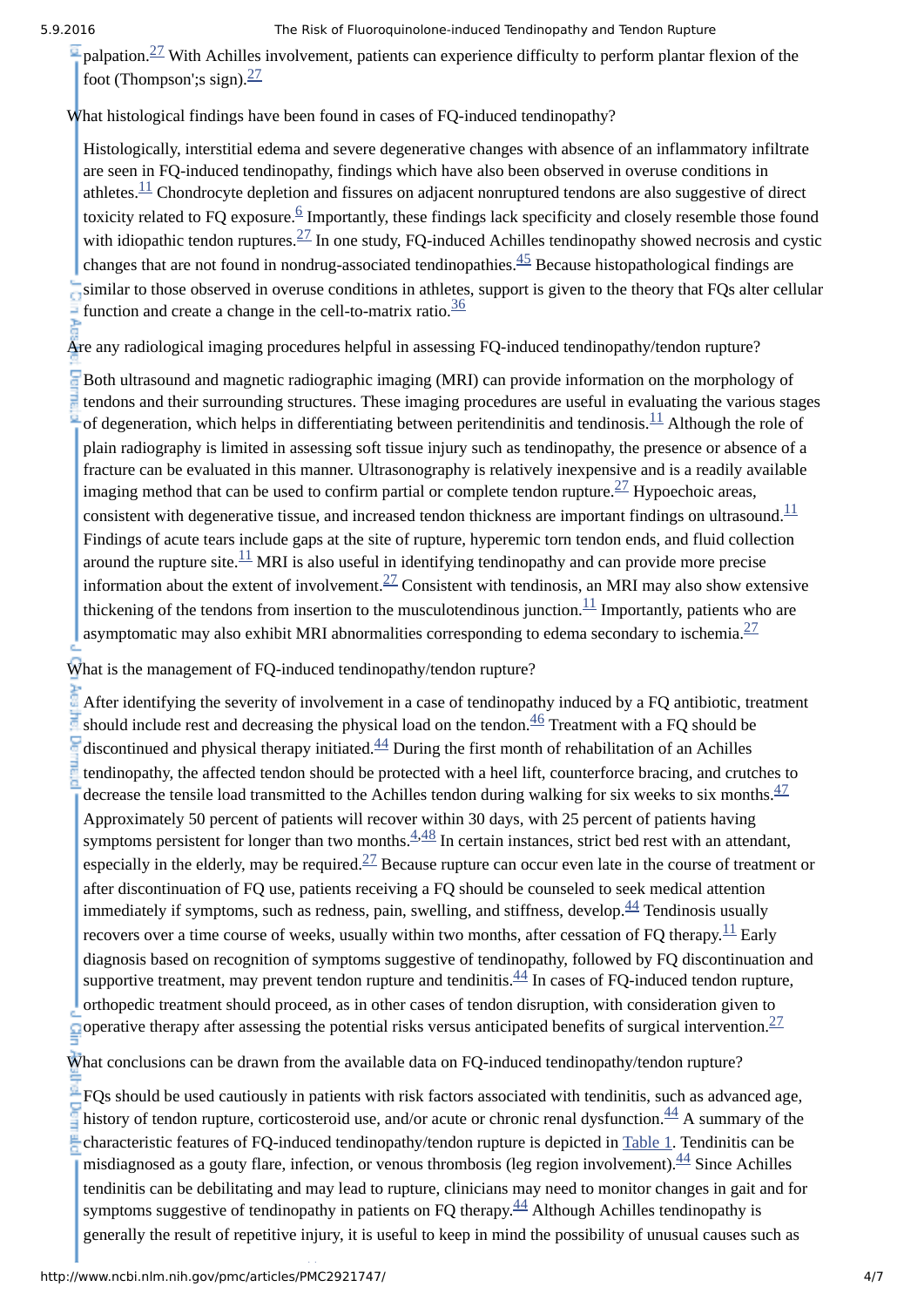palpation.[27] With Achilles involvement, patients can experience difficulty to perform plantar flexion of the foot (Thompson';s sign).[27]

What histological findings have been found in cases of FQ-induced tendinopathy?

Histologically, interstitial edema and severe degenerative changes with absence of an inflammatory infiltrate are seen in FQ-induced tendinopathy, findings which have also been observed in overuse conditions in athletes.[11] Chondrocyte depletion and fissures on adjacent nonruptured tendons are also suggestive of direct toxicity related to FQ exposure.[6] Importantly, these findings lack specificity and closely resemble those found with idiopathic tendon ruptures.[27] In one study, FQ-induced Achilles tendinopathy showed necrosis and cystic changes that are not found in nondrug-associated tendinopathies.[45] Because histopathological findings are similar to those observed in overuse conditions in athletes, support is given to the theory that FQs alter cellular function and create a change in the cell-to-matrix ratio.[36]

Are any radiological imaging procedures helpful in assessing FQ-induced tendinopathy/tendon rupture?

Both ultrasound and magnetic radiographic imaging (MRI) can provide information on the morphology of tendons and their surrounding structures. These imaging procedures are useful in evaluating the various stages of degeneration, which helps in differentiating between peritendinitis and tendinosis.[11] Although the role of plain radiography is limited in assessing soft tissue injury such as tendinopathy, the presence or absence of a fracture can be evaluated in this manner. Ultrasonography is relatively inexpensive and is a readily available imaging method that can be used to confirm partial or complete tendon rupture.[27] Hypoechoic areas, consistent with degenerative tissue, and increased tendon thickness are important findings on ultrasound.[11] Findings of acute tears include gaps at the site of rupture, hyperemic torn tendon ends, and fluid collection around the rupture site.[11] MRI is also useful in identifying tendinopathy and can provide more precise information about the extent of involvement.[27] Consistent with tendinosis, an MRI may also show extensive thickening of the tendons from insertion to the musculotendinous junction.[11] Importantly, patients who are asymptomatic may also exhibit MRI abnormalities corresponding to edema secondary to ischemia.[27]

What is the management of FQ-induced tendinopathy/tendon rupture?

After identifying the severity of involvement in a case of tendinopathy induced by a FQ antibiotic, treatment should include rest and decreasing the physical load on the tendon.[46] Treatment with a FQ should be discontinued and physical therapy initiated.[44] During the first month of rehabilitation of an Achilles tendinopathy, the affected tendon should be protected with a heel lift, counterforce bracing, and crutches to decrease the tensile load transmitted to the Achilles tendon during walking for six weeks to six months.[47] Approximately 50 percent of patients will recover within 30 days, with 25 percent of patients having symptoms persistent for longer than two months.[4,48] In certain instances, strict bed rest with an attendant, especially in the elderly, may be required.[27] Because rupture can occur even late in the course of treatment or after discontinuation of FQ use, patients receiving a FQ should be counseled to seek medical attention immediately if symptoms, such as redness, pain, swelling, and stiffness, develop.[44] Tendinosis usually recovers over a time course of weeks, usually within two months, after cessation of FQ therapy.[11] Early diagnosis based on recognition of symptoms suggestive of tendinopathy, followed by FQ discontinuation and supportive treatment, may prevent tendon rupture and tendinitis.[44] In cases of FQ-induced tendon rupture, orthopedic treatment should proceed, as in other cases of tendon disruption, with consideration given to operative therapy after assessing the potential risks versus anticipated benefits of surgical intervention.[27]

What conclusions can be drawn from the available data on FQ-induced tendinopathy/tendon rupture?

FQs should be used cautiously in patients with risk factors associated with tendinitis, such as advanced age, history of tendon rupture, corticosteroid use, and/or acute or chronic renal dysfunction.[44] A summary of the characteristic features of FQ-induced tendinopathy/tendon rupture is depicted in Table 1. Tendinitis can be misdiagnosed as a gouty flare, infection, or venous thrombosis (leg region involvement).[44] Since Achilles tendinitis can be debilitating and may lead to rupture, clinicians may need to monitor changes in gait and for symptoms suggestive of tendinopathy in patients on FQ therapy.[44] Although Achilles tendinopathy is generally the result of repetitive injury, it is useful to keep in mind the possibility of unusual causes such as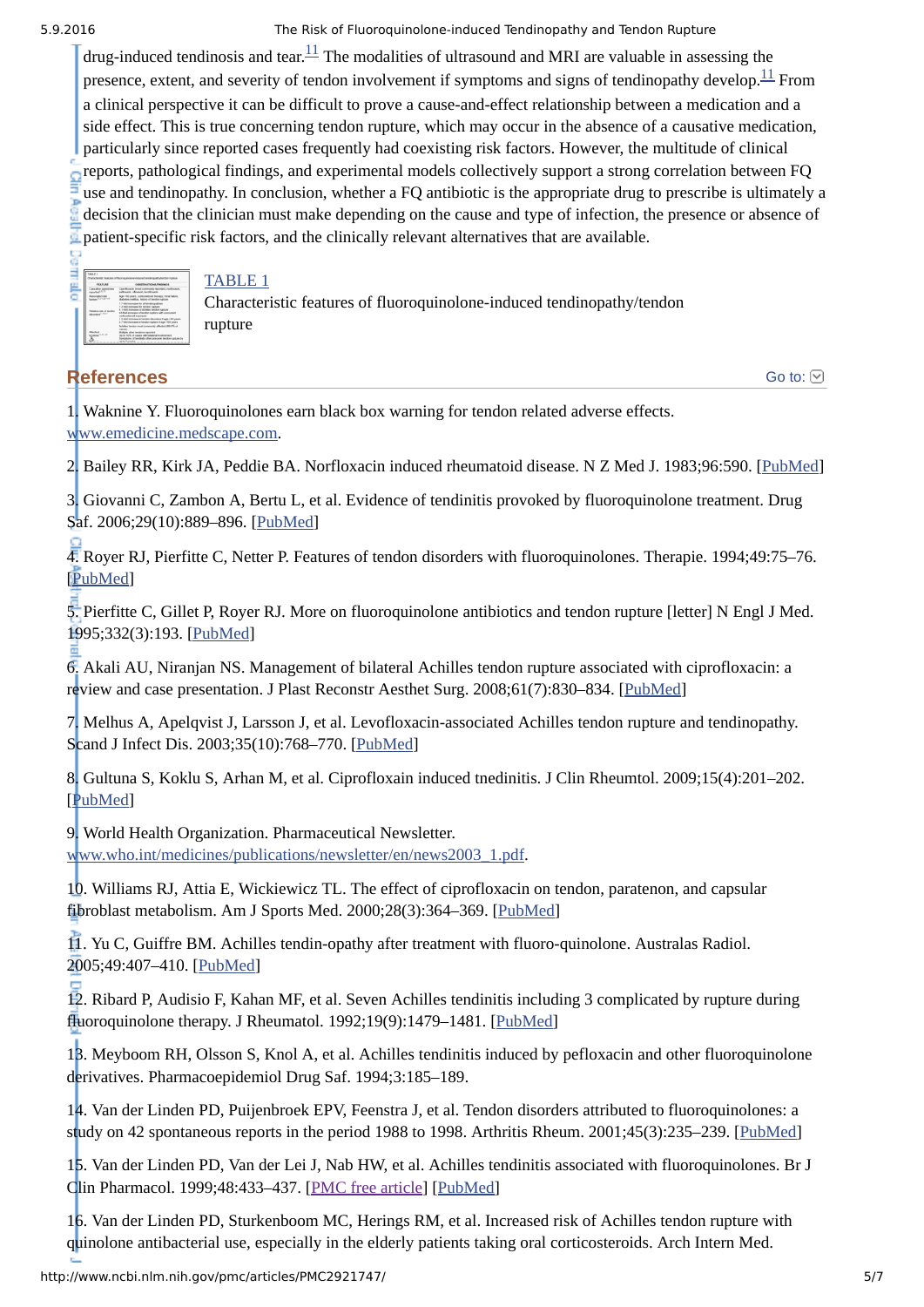drug-induced tendinosis and tear.[11] The modalities of ultrasound and MRI are valuable in assessing the presence, extent, and severity of tendon involvement if symptoms and signs of tendinopathy develop.[11] From a clinical perspective it can be difficult to prove a cause-and-effect relationship between a medication and a side effect. This is true concerning tendon rupture, which may occur in the absence of a causative medication, particularly since reported cases frequently had coexisting risk factors. However, the multitude of clinical reports, pathological findings, and experimental models collectively support a strong correlation between FQ use and tendinopathy. In conclusion, whether a FQ antibiotic is the appropriate drug to prescribe is ultimately a decision that the clinician must make depending on the cause and type of infection, the presence or absence of patient-specific risk factors, and the clinically relevant alternatives that are available.

TABLE 1

Characteristic features of fluoroquinolone-induced tendinopathy/tendon rupture

## References

1. Waknine Y. Fluoroquinolones earn black box warning for tendon related adverse effects. www.emedicine.medscape.com.

2. Bailey RR, Kirk JA, Peddie BA. Norfloxacin induced rheumatoid disease. N Z Med J. 1983;96:590. [PubMed]

3. Giovanni C, Zambon A, Bertu L, et al. Evidence of tendinitis provoked by fluoroquinolone treatment. Drug Saf. 2006;29(10):889–896. [PubMed]

4. Royer RJ, Pierfitte C, Netter P. Features of tendon disorders with fluoroquinolones. Therapie. 1994;49:75–76. [PubMed]

5. Pierfitte C, Gillet P, Royer RJ. More on fluoroquinolone antibiotics and tendon rupture [letter] N Engl J Med. 1995;332(3):193. [PubMed]

6. Akali AU, Niranjan NS. Management of bilateral Achilles tendon rupture associated with ciprofloxacin: a review and case presentation. J Plast Reconstr Aesthet Surg. 2008;61(7):830–834. [PubMed]

7. Melhus A, Apelqvist J, Larsson J, et al. Levofloxacin-associated Achilles tendon rupture and tendinopathy. Scand J Infect Dis. 2003;35(10):768–770. [PubMed]

8. Gultuna S, Koklu S, Arhan M, et al. Ciprofloxain induced tnedinitis. J Clin Rheumtol. 2009;15(4):201–202. [PubMed]

9. World Health Organization. Pharmaceutical Newsletter. www.who.int/medicines/publications/newsletter/en/news2003_1.pdf.

10. Williams RJ, Attia E, Wickiewicz TL. The effect of ciprofloxacin on tendon, paratenon, and capsular fibroblast metabolism. Am J Sports Med. 2000;28(3):364–369. [PubMed]

11. Yu C, Guiffre BM. Achilles tendin-opathy after treatment with fluoro-quinolone. Australas Radiol. 2005;49:407–410. [PubMed]

12. Ribard P, Audisio F, Kahan MF, et al. Seven Achilles tendinitis including 3 complicated by rupture during fluoroquinolone therapy. J Rheumatol. 1992;19(9):1479–1481. [PubMed]

13. Meyboom RH, Olsson S, Knol A, et al. Achilles tendinitis induced by pefloxacin and other fluoroquinolone derivatives. Pharmacoepidemiol Drug Saf. 1994;3:185–189.

14. Van der Linden PD, Puijenbroek EPV, Feenstra J, et al. Tendon disorders attributed to fluoroquinolones: a study on 42 spontaneous reports in the period 1988 to 1998. Arthritis Rheum. 2001;45(3):235–239. [PubMed]

15. Van der Linden PD, Van der Lei J, Nab HW, et al. Achilles tendinitis associated with fluoroquinolones. Br J Clin Pharmacol. 1999;48:433–437. [PMC free article] [PubMed]

16. Van der Linden PD, Sturkenboom MC, Herings RM, et al. Increased risk of Achilles tendon rupture with quinolone antibacterial use, especially in the elderly patients taking oral corticosteroids. Arch Intern Med.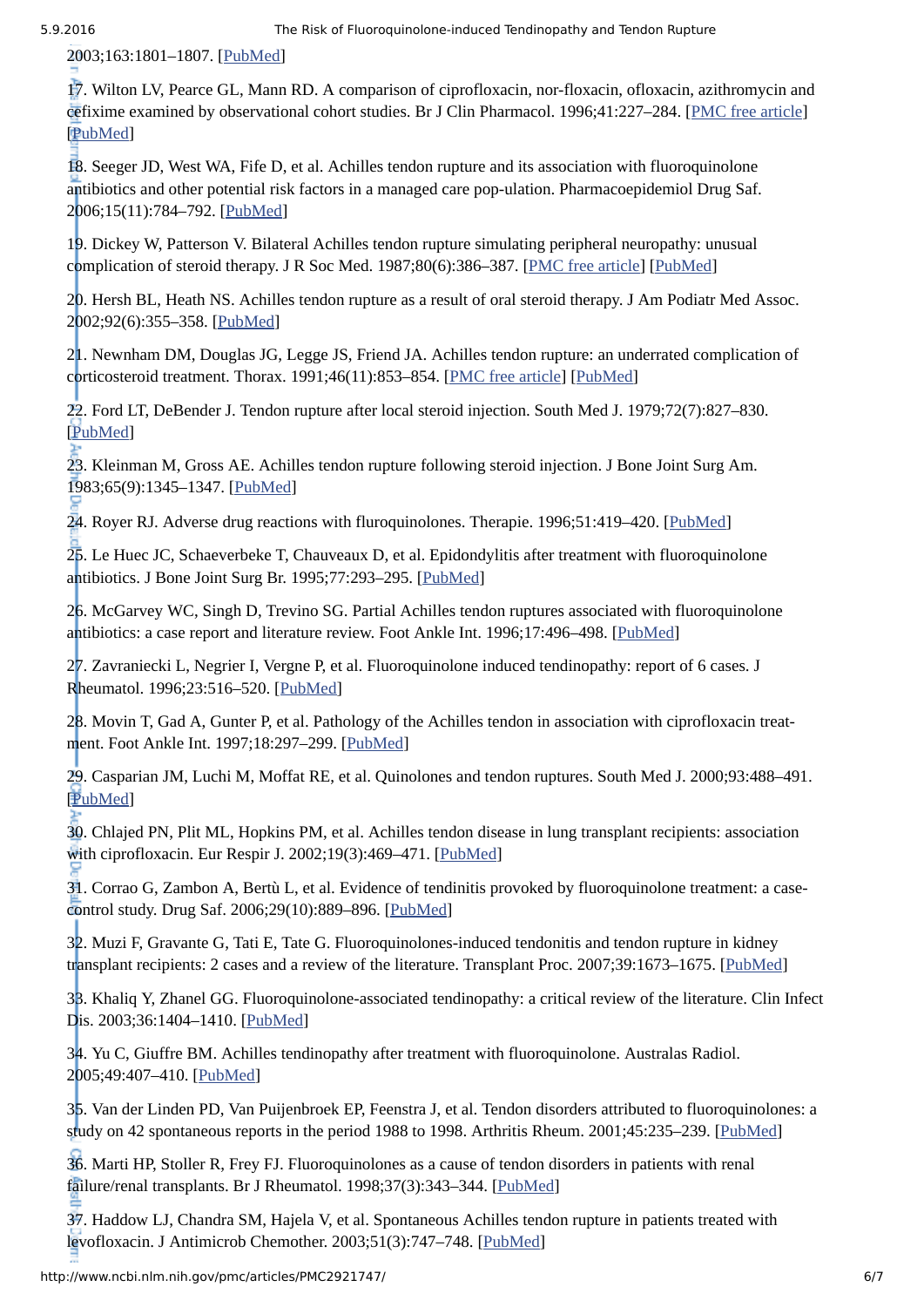2003;163:1801–1807. [PubMed]

17. Wilton LV, Pearce GL, Mann RD. A comparison of ciprofloxacin, nor-floxacin, ofloxacin, azithromycin and cefixime examined by observational cohort studies. Br J Clin Pharmacol. 1996;41:227–284. [PMC free article] [PubMed]

18. Seeger JD, West WA, Fife D, et al. Achilles tendon rupture and its association with fluoroquinolone antibiotics and other potential risk factors in a managed care pop-ulation. Pharmacoepidemiol Drug Saf. 2006;15(11):784–792. [PubMed]

19. Dickey W, Patterson V. Bilateral Achilles tendon rupture simulating peripheral neuropathy: unusual complication of steroid therapy. J R Soc Med. 1987;80(6):386–387. [PMC free article] [PubMed]

20. Hersh BL, Heath NS. Achilles tendon rupture as a result of oral steroid therapy. J Am Podiatr Med Assoc. 2002;92(6):355–358. [PubMed]

21. Newnham DM, Douglas JG, Legge JS, Friend JA. Achilles tendon rupture: an underrated complication of corticosteroid treatment. Thorax. 1991;46(11):853–854. [PMC free article] [PubMed]

22. Ford LT, DeBender J. Tendon rupture after local steroid injection. South Med J. 1979;72(7):827–830. [PubMed]

23. Kleinman M, Gross AE. Achilles tendon rupture following steroid injection. J Bone Joint Surg Am. 1983;65(9):1345–1347. [PubMed]

24. Royer RJ. Adverse drug reactions with fluroquinolones. Therapie. 1996;51:419–420. [PubMed]

25. Le Huec JC, Schaeverbeke T, Chauveaux D, et al. Epidondylitis after treatment with fluoroquinolone antibiotics. J Bone Joint Surg Br. 1995;77:293–295. [PubMed]

26. McGarvey WC, Singh D, Trevino SG. Partial Achilles tendon ruptures associated with fluoroquinolone antibiotics: a case report and literature review. Foot Ankle Int. 1996;17:496–498. [PubMed]

27. Zavraniecki L, Negrier I, Vergne P, et al. Fluoroquinolone induced tendinopathy: report of 6 cases. J Rheumatol. 1996;23:516–520. [PubMed]

28. Movin T, Gad A, Gunter P, et al. Pathology of the Achilles tendon in association with ciprofloxacin treat-ment. Foot Ankle Int. 1997;18:297–299. [PubMed]

29. Casparian JM, Luchi M, Moffat RE, et al. Quinolones and tendon ruptures. South Med J. 2000;93:488–491. [PubMed]

30. Chlajed PN, Plit ML, Hopkins PM, et al. Achilles tendon disease in lung transplant recipients: association with ciprofloxacin. Eur Respir J. 2002;19(3):469–471. [PubMed]

31. Corrao G, Zambon A, Bertù L, et al. Evidence of tendinitis provoked by fluoroquinolone treatment: a case-control study. Drug Saf. 2006;29(10):889–896. [PubMed]

32. Muzi F, Gravante G, Tati E, Tate G. Fluoroquinolones-induced tendonitis and tendon rupture in kidney transplant recipients: 2 cases and a review of the literature. Transplant Proc. 2007;39:1673–1675. [PubMed]

33. Khaliq Y, Zhanel GG. Fluoroquinolone-associated tendinopathy: a critical review of the literature. Clin Infect Dis. 2003;36:1404–1410. [PubMed]

34. Yu C, Giuffre BM. Achilles tendinopathy after treatment with fluoroquinolone. Australas Radiol. 2005;49:407–410. [PubMed]

35. Van der Linden PD, Van Puijenbroek EP, Feenstra J, et al. Tendon disorders attributed to fluoroquinolones: a study on 42 spontaneous reports in the period 1988 to 1998. Arthritis Rheum. 2001;45:235–239. [PubMed]

36. Marti HP, Stoller R, Frey FJ. Fluoroquinolones as a cause of tendon disorders in patients with renal failure/renal transplants. Br J Rheumatol. 1998;37(3):343–344. [PubMed]

37. Haddow LJ, Chandra SM, Hajela V, et al. Spontaneous Achilles tendon rupture in patients treated with levofloxacin. J Antimicrob Chemother. 2003;51(3):747–748. [PubMed]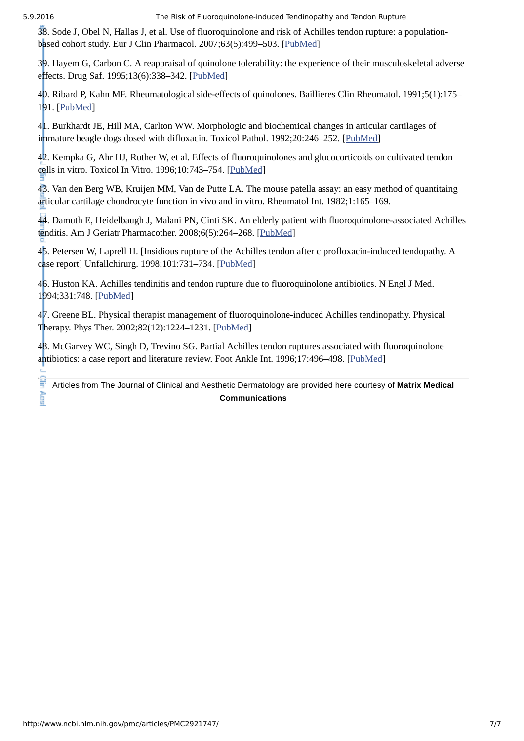38. Sode J, Obel N, Hallas J, et al. Use of fluoroquinolone and risk of Achilles tendon rupture: a population-based cohort study. Eur J Clin Pharmacol. 2007;63(5):499–503. [PubMed]

39. Hayem G, Carbon C. A reappraisal of quinolone tolerability: the experience of their musculoskeletal adverse effects. Drug Saf. 1995;13(6):338–342. [PubMed]

40. Ribard P, Kahn MF. Rheumatological side-effects of quinolones. Baillieres Clin Rheumatol. 1991;5(1):175–191. [PubMed]

41. Burkhardt JE, Hill MA, Carlton WW. Morphologic and biochemical changes in articular cartilages of immature beagle dogs dosed with difloxacin. Toxicol Pathol. 1992;20:246–252. [PubMed]

42. Kempka G, Ahr HJ, Ruther W, et al. Effects of fluoroquinolones and glucocorticoids on cultivated tendon cells in vitro. Toxicol In Vitro. 1996;10:743–754. [PubMed]

43. Van den Berg WB, Kruijen MM, Van de Putte LA. The mouse patella assay: an easy method of quantitaing articular cartilage chondrocyte function in vivo and in vitro. Rheumatol Int. 1982;1:165–169.

44. Damuth E, Heidelbaugh J, Malani PN, Cinti SK. An elderly patient with fluoroquinolone-associated Achilles tenditis. Am J Geriatr Pharmacother. 2008;6(5):264–268. [PubMed]

45. Petersen W, Laprell H. [Insidious rupture of the Achilles tendon after ciprofloxacin-induced tendopathy. A case report] Unfallchirurg. 1998;101:731–734. [PubMed]

46. Huston KA. Achilles tendinitis and tendon rupture due to fluoroquinolone antibiotics. N Engl J Med. 1994;331:748. [PubMed]

47. Greene BL. Physical therapist management of fluoroquinolone-induced Achilles tendinopathy. Physical Therapy. Phys Ther. 2002;82(12):1224–1231. [PubMed]

48. McGarvey WC, Singh D, Trevino SG. Partial Achilles tendon ruptures associated with fluoroquinolone antibiotics: a case report and literature review. Foot Ankle Int. 1996;17:496–498. [PubMed]

---

Articles from The Journal of Clinical and Aesthetic Dermatology are provided here courtesy of **Matrix Medical Communications**